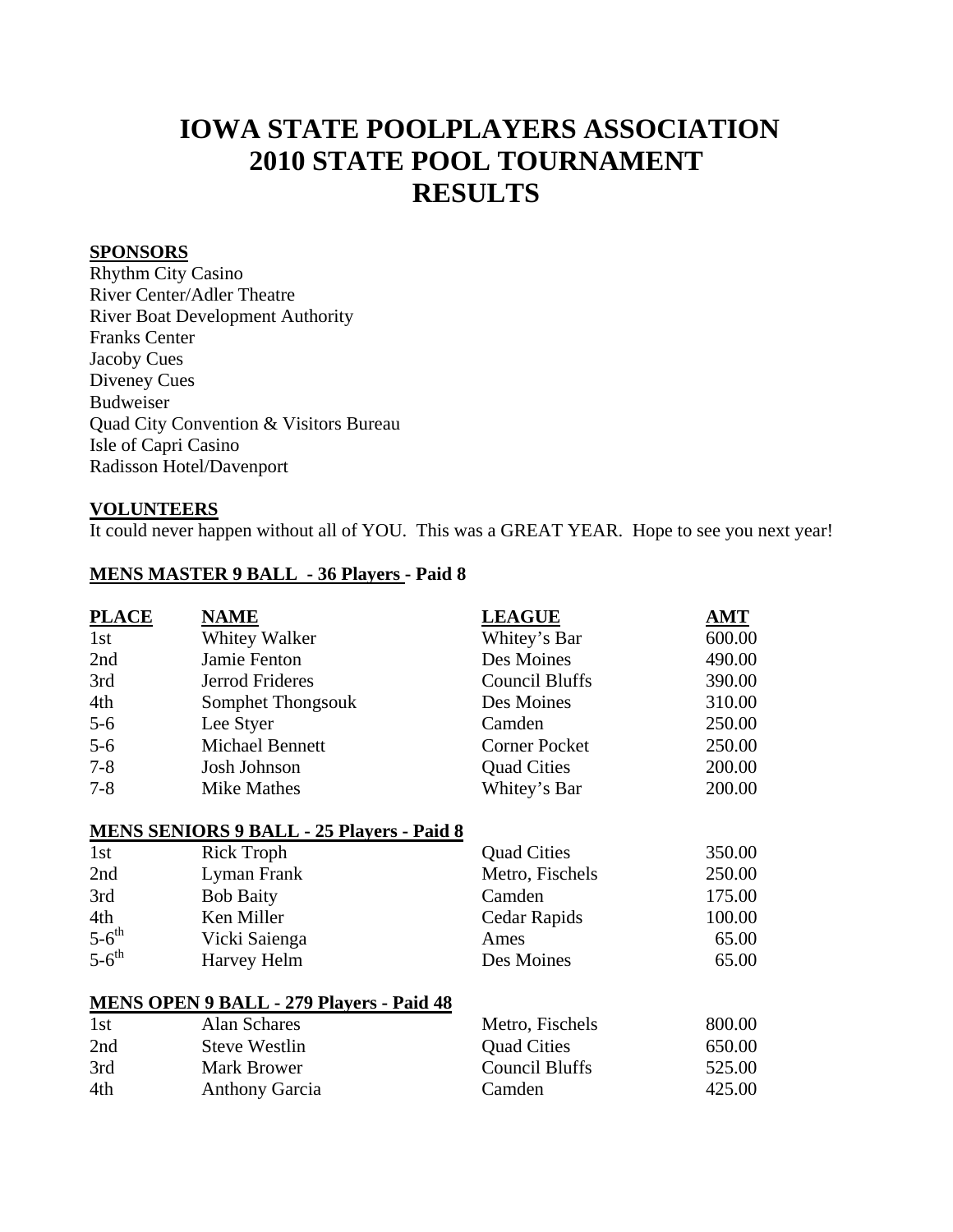# IOWA STATE POOLPLAYERS ASSOCIATION
# 2010 STATE POOL TOURNAMENT
# RESULTS

**SPONSORS**

Rhythm City Casino
River Center/Adler Theatre
River Boat Development Authority
Franks Center
Jacoby Cues
Diveney Cues
Budweiser
Quad City Convention & Visitors Bureau
Isle of Capri Casino
Radisson Hotel/Davenport

**VOLUNTEERS**

It could never happen without all of YOU. This was a GREAT YEAR. Hope to see you next year!

**MENS MASTER 9 BALL - 36 Players - Paid 8**

| PLACE | NAME | LEAGUE | AMT |
|---|---|---|---|
| 1st | Whitey Walker | Whitey's Bar | 600.00 |
| 2nd | Jamie Fenton | Des Moines | 490.00 |
| 3rd | Jerrod Frideres | Council Bluffs | 390.00 |
| 4th | Somphet Thongsouk | Des Moines | 310.00 |
| 5-6 | Lee Styer | Camden | 250.00 |
| 5-6 | Michael Bennett | Corner Pocket | 250.00 |
| 7-8 | Josh Johnson | Quad Cities | 200.00 |
| 7-8 | Mike Mathes | Whitey's Bar | 200.00 |

**MENS SENIORS 9 BALL - 25 Players - Paid 8**

| PLACE | NAME | LEAGUE | AMT |
|---|---|---|---|
| 1st | Rick Troph | Quad Cities | 350.00 |
| 2nd | Lyman Frank | Metro, Fischels | 250.00 |
| 3rd | Bob Baity | Camden | 175.00 |
| 4th | Ken Miller | Cedar Rapids | 100.00 |
| 5-6th | Vicki Saienga | Ames | 65.00 |
| 5-6th | Harvey Helm | Des Moines | 65.00 |

**MENS OPEN 9 BALL - 279 Players - Paid 48**

| PLACE | NAME | LEAGUE | AMT |
|---|---|---|---|
| 1st | Alan Schares | Metro, Fischels | 800.00 |
| 2nd | Steve Westlin | Quad Cities | 650.00 |
| 3rd | Mark Brower | Council Bluffs | 525.00 |
| 4th | Anthony Garcia | Camden | 425.00 |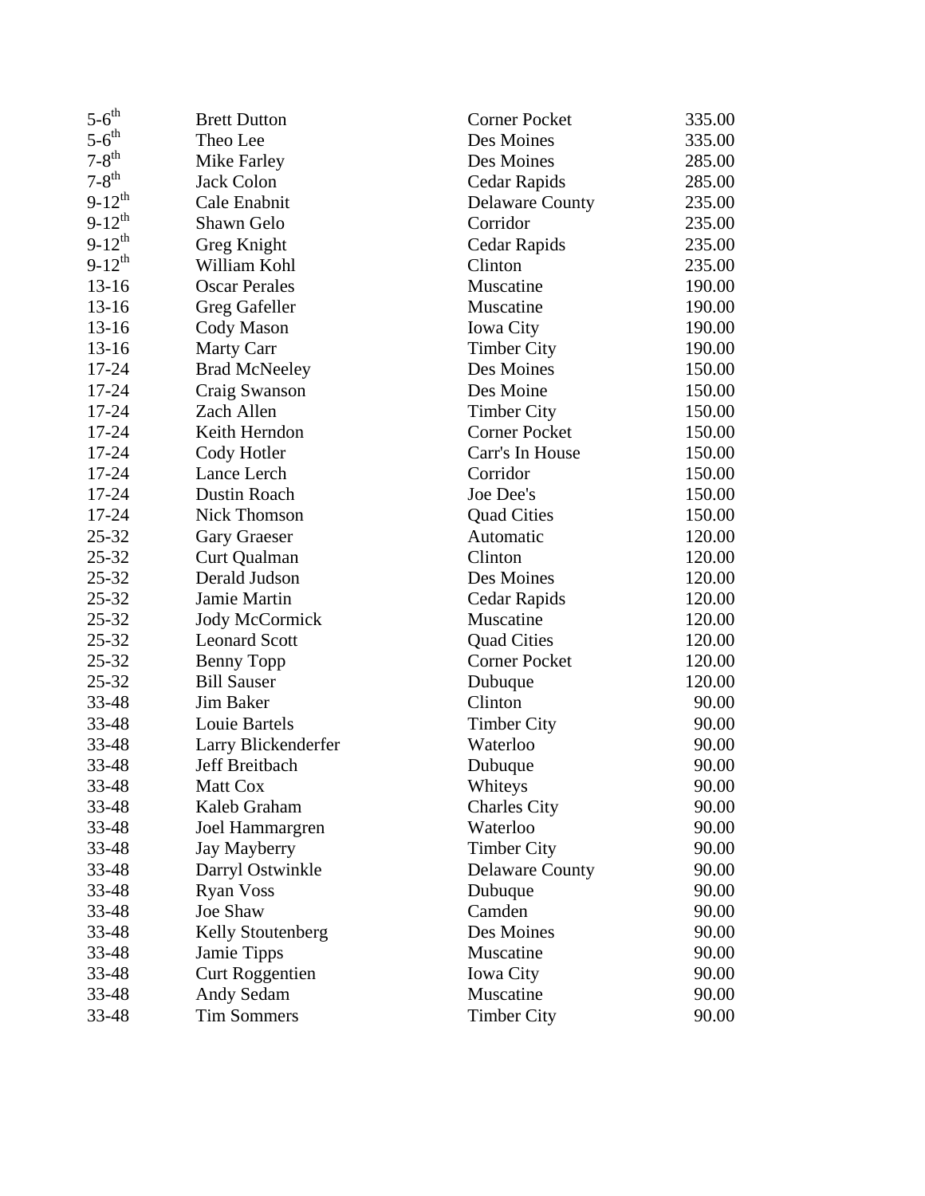| | | | |
|---|---|---|---|
| 5-6th | Brett Dutton | Corner Pocket | 335.00 |
| 5-6th | Theo Lee | Des Moines | 335.00 |
| 7-8th | Mike Farley | Des Moines | 285.00 |
| 7-8th | Jack Colon | Cedar Rapids | 285.00 |
| 9-12th | Cale Enabnit | Delaware County | 235.00 |
| 9-12th | Shawn Gelo | Corridor | 235.00 |
| 9-12th | Greg Knight | Cedar Rapids | 235.00 |
| 9-12th | William Kohl | Clinton | 235.00 |
| 13-16 | Oscar Perales | Muscatine | 190.00 |
| 13-16 | Greg Gafeller | Muscatine | 190.00 |
| 13-16 | Cody Mason | Iowa City | 190.00 |
| 13-16 | Marty Carr | Timber City | 190.00 |
| 17-24 | Brad McNeeley | Des Moines | 150.00 |
| 17-24 | Craig Swanson | Des Moine | 150.00 |
| 17-24 | Zach Allen | Timber City | 150.00 |
| 17-24 | Keith Herndon | Corner Pocket | 150.00 |
| 17-24 | Cody Hotler | Carr's In House | 150.00 |
| 17-24 | Lance Lerch | Corridor | 150.00 |
| 17-24 | Dustin Roach | Joe Dee's | 150.00 |
| 17-24 | Nick Thomson | Quad Cities | 150.00 |
| 25-32 | Gary Graeser | Automatic | 120.00 |
| 25-32 | Curt Qualman | Clinton | 120.00 |
| 25-32 | Derald Judson | Des Moines | 120.00 |
| 25-32 | Jamie Martin | Cedar Rapids | 120.00 |
| 25-32 | Jody McCormick | Muscatine | 120.00 |
| 25-32 | Leonard Scott | Quad Cities | 120.00 |
| 25-32 | Benny Topp | Corner Pocket | 120.00 |
| 25-32 | Bill Sauser | Dubuque | 120.00 |
| 33-48 | Jim Baker | Clinton | 90.00 |
| 33-48 | Louie Bartels | Timber City | 90.00 |
| 33-48 | Larry Blickenderfer | Waterloo | 90.00 |
| 33-48 | Jeff Breitbach | Dubuque | 90.00 |
| 33-48 | Matt Cox | Whiteys | 90.00 |
| 33-48 | Kaleb Graham | Charles City | 90.00 |
| 33-48 | Joel Hammargren | Waterloo | 90.00 |
| 33-48 | Jay Mayberry | Timber City | 90.00 |
| 33-48 | Darryl Ostwinkle | Delaware County | 90.00 |
| 33-48 | Ryan Voss | Dubuque | 90.00 |
| 33-48 | Joe Shaw | Camden | 90.00 |
| 33-48 | Kelly Stoutenberg | Des Moines | 90.00 |
| 33-48 | Jamie Tipps | Muscatine | 90.00 |
| 33-48 | Curt Roggentien | Iowa City | 90.00 |
| 33-48 | Andy Sedam | Muscatine | 90.00 |
| 33-48 | Tim Sommers | Timber City | 90.00 |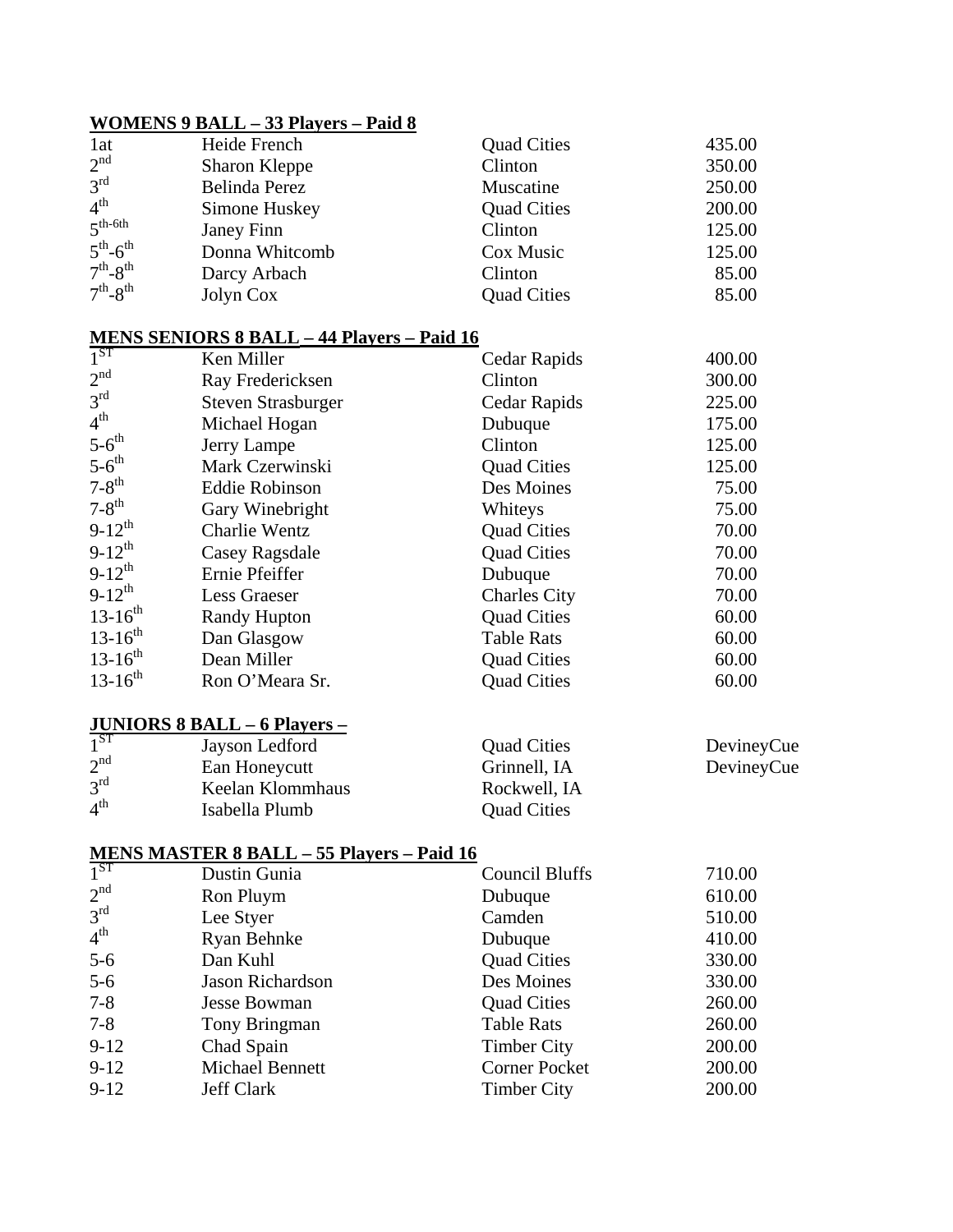## WOMENS 9 BALL – 33 Players – Paid 8

| | | | |
|---|---|---|---|
| 1at | Heide French | Quad Cities | 435.00 |
| 2nd | Sharon Kleppe | Clinton | 350.00 |
| 3rd | Belinda Perez | Muscatine | 250.00 |
| 4th | Simone Huskey | Quad Cities | 200.00 |
| 5th-6th | Janey Finn | Clinton | 125.00 |
| 5th-6th | Donna Whitcomb | Cox Music | 125.00 |
| 7th-8th | Darcy Arbach | Clinton | 85.00 |
| 7th-8th | Jolyn Cox | Quad Cities | 85.00 |

## MENS SENIORS 8 BALL – 44 Players – Paid 16

| | | | |
|---|---|---|---|
| 1ST | Ken Miller | Cedar Rapids | 400.00 |
| 2nd | Ray Fredericksen | Clinton | 300.00 |
| 3rd | Steven Strasburger | Cedar Rapids | 225.00 |
| 4th | Michael Hogan | Dubuque | 175.00 |
| 5-6th | Jerry Lampe | Clinton | 125.00 |
| 5-6th | Mark Czerwinski | Quad Cities | 125.00 |
| 7-8th | Eddie Robinson | Des Moines | 75.00 |
| 7-8th | Gary Winebright | Whiteys | 75.00 |
| 9-12th | Charlie Wentz | Quad Cities | 70.00 |
| 9-12th | Casey Ragsdale | Quad Cities | 70.00 |
| 9-12th | Ernie Pfeiffer | Dubuque | 70.00 |
| 9-12th | Less Graeser | Charles City | 70.00 |
| 13-16th | Randy Hupton | Quad Cities | 60.00 |
| 13-16th | Dan Glasgow | Table Rats | 60.00 |
| 13-16th | Dean Miller | Quad Cities | 60.00 |
| 13-16th | Ron O'Meara Sr. | Quad Cities | 60.00 |

## JUNIORS 8 BALL – 6 Players –

| | | | |
|---|---|---|---|
| 1ST | Jayson Ledford | Quad Cities | DevineyCue |
| 2nd | Ean Honeycutt | Grinnell, IA | DevineyCue |
| 3rd | Keelan Klommhaus | Rockwell, IA | |
| 4th | Isabella Plumb | Quad Cities | |

## MENS MASTER 8 BALL – 55 Players – Paid 16

| | | | |
|---|---|---|---|
| 1ST | Dustin Gunia | Council Bluffs | 710.00 |
| 2nd | Ron Pluym | Dubuque | 610.00 |
| 3rd | Lee Styer | Camden | 510.00 |
| 4th | Ryan Behnke | Dubuque | 410.00 |
| 5-6 | Dan Kuhl | Quad Cities | 330.00 |
| 5-6 | Jason Richardson | Des Moines | 330.00 |
| 7-8 | Jesse Bowman | Quad Cities | 260.00 |
| 7-8 | Tony Bringman | Table Rats | 260.00 |
| 9-12 | Chad Spain | Timber City | 200.00 |
| 9-12 | Michael Bennett | Corner Pocket | 200.00 |
| 9-12 | Jeff Clark | Timber City | 200.00 |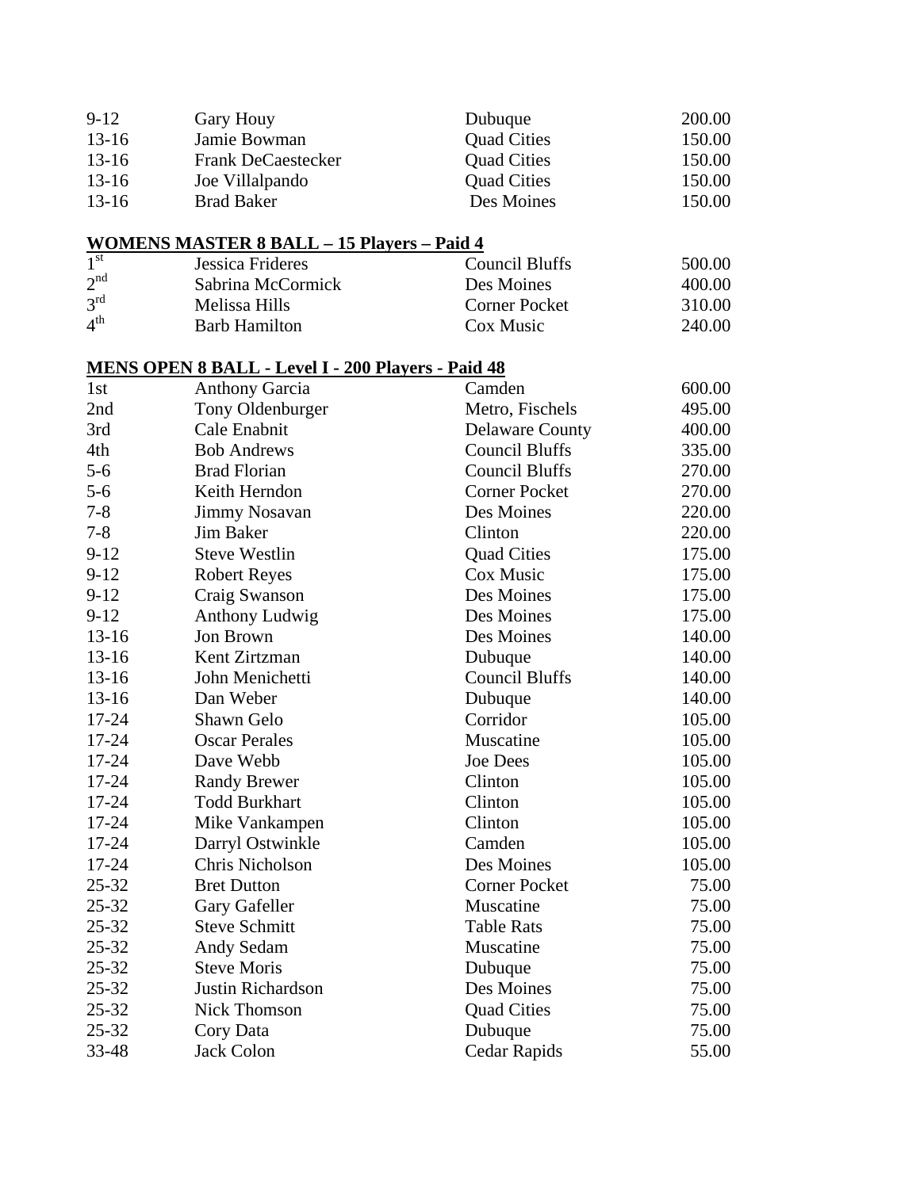| | | | |
|---|---|---|---|
| 9-12 | Gary Houy | Dubuque | 200.00 |
| 13-16 | Jamie Bowman | Quad Cities | 150.00 |
| 13-16 | Frank DeCaestecker | Quad Cities | 150.00 |
| 13-16 | Joe Villalpando | Quad Cities | 150.00 |
| 13-16 | Brad Baker | Des Moines | 150.00 |

**WOMENS MASTER 8 BALL – 15 Players – Paid 4**

| | | | |
|---|---|---|---|
| 1st | Jessica Frideres | Council Bluffs | 500.00 |
| 2nd | Sabrina McCormick | Des Moines | 400.00 |
| 3rd | Melissa Hills | Corner Pocket | 310.00 |
| 4th | Barb Hamilton | Cox Music | 240.00 |

**MENS OPEN 8 BALL - Level I - 200 Players - Paid 48**

| | | | |
|---|---|---|---|
| 1st | Anthony Garcia | Camden | 600.00 |
| 2nd | Tony Oldenburger | Metro, Fischels | 495.00 |
| 3rd | Cale Enabnit | Delaware County | 400.00 |
| 4th | Bob Andrews | Council Bluffs | 335.00 |
| 5-6 | Brad Florian | Council Bluffs | 270.00 |
| 5-6 | Keith Herndon | Corner Pocket | 270.00 |
| 7-8 | Jimmy Nosavan | Des Moines | 220.00 |
| 7-8 | Jim Baker | Clinton | 220.00 |
| 9-12 | Steve Westlin | Quad Cities | 175.00 |
| 9-12 | Robert Reyes | Cox Music | 175.00 |
| 9-12 | Craig Swanson | Des Moines | 175.00 |
| 9-12 | Anthony Ludwig | Des Moines | 175.00 |
| 13-16 | Jon Brown | Des Moines | 140.00 |
| 13-16 | Kent Zirtzman | Dubuque | 140.00 |
| 13-16 | John Menichetti | Council Bluffs | 140.00 |
| 13-16 | Dan Weber | Dubuque | 140.00 |
| 17-24 | Shawn Gelo | Corridor | 105.00 |
| 17-24 | Oscar Perales | Muscatine | 105.00 |
| 17-24 | Dave Webb | Joe Dees | 105.00 |
| 17-24 | Randy Brewer | Clinton | 105.00 |
| 17-24 | Todd Burkhart | Clinton | 105.00 |
| 17-24 | Mike Vankampen | Clinton | 105.00 |
| 17-24 | Darryl Ostwinkle | Camden | 105.00 |
| 17-24 | Chris Nicholson | Des Moines | 105.00 |
| 25-32 | Bret Dutton | Corner Pocket | 75.00 |
| 25-32 | Gary Gafeller | Muscatine | 75.00 |
| 25-32 | Steve Schmitt | Table Rats | 75.00 |
| 25-32 | Andy Sedam | Muscatine | 75.00 |
| 25-32 | Steve Moris | Dubuque | 75.00 |
| 25-32 | Justin Richardson | Des Moines | 75.00 |
| 25-32 | Nick Thomson | Quad Cities | 75.00 |
| 25-32 | Cory Data | Dubuque | 75.00 |
| 33-48 | Jack Colon | Cedar Rapids | 55.00 |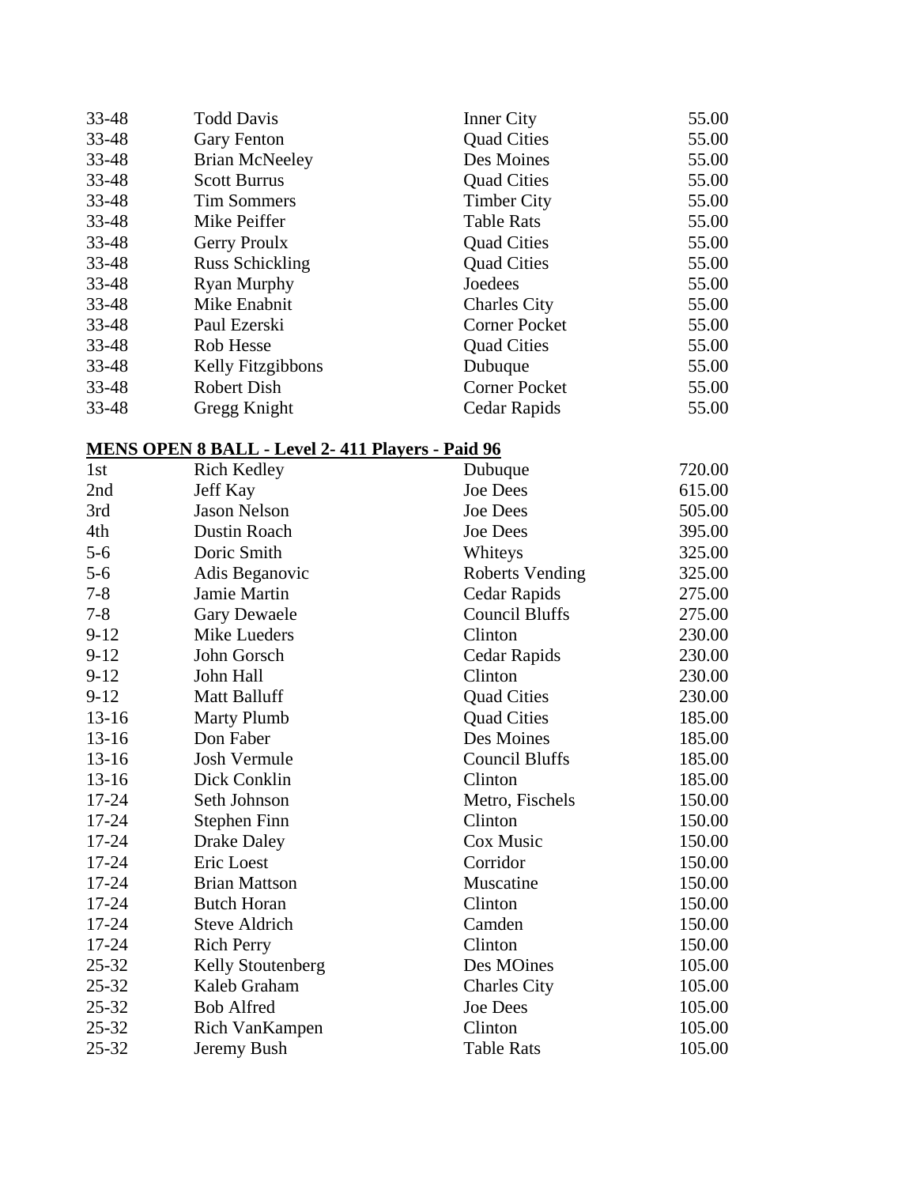| | | | |
|---|---|---|---|
| 33-48 | Todd Davis | Inner City | 55.00 |
| 33-48 | Gary Fenton | Quad Cities | 55.00 |
| 33-48 | Brian McNeeley | Des Moines | 55.00 |
| 33-48 | Scott Burrus | Quad Cities | 55.00 |
| 33-48 | Tim Sommers | Timber City | 55.00 |
| 33-48 | Mike Peiffer | Table Rats | 55.00 |
| 33-48 | Gerry Proulx | Quad Cities | 55.00 |
| 33-48 | Russ Schickling | Quad Cities | 55.00 |
| 33-48 | Ryan Murphy | Joedees | 55.00 |
| 33-48 | Mike Enabnit | Charles City | 55.00 |
| 33-48 | Paul Ezerski | Corner Pocket | 55.00 |
| 33-48 | Rob Hesse | Quad Cities | 55.00 |
| 33-48 | Kelly Fitzgibbons | Dubuque | 55.00 |
| 33-48 | Robert Dish | Corner Pocket | 55.00 |
| 33-48 | Gregg Knight | Cedar Rapids | 55.00 |

**MENS OPEN 8 BALL - Level 2- 411 Players - Paid 96**

| | | | |
|---|---|---|---|
| 1st | Rich Kedley | Dubuque | 720.00 |
| 2nd | Jeff Kay | Joe Dees | 615.00 |
| 3rd | Jason Nelson | Joe Dees | 505.00 |
| 4th | Dustin Roach | Joe Dees | 395.00 |
| 5-6 | Doric Smith | Whiteys | 325.00 |
| 5-6 | Adis Beganovic | Roberts Vending | 325.00 |
| 7-8 | Jamie Martin | Cedar Rapids | 275.00 |
| 7-8 | Gary Dewaele | Council Bluffs | 275.00 |
| 9-12 | Mike Lueders | Clinton | 230.00 |
| 9-12 | John Gorsch | Cedar Rapids | 230.00 |
| 9-12 | John Hall | Clinton | 230.00 |
| 9-12 | Matt Balluff | Quad Cities | 230.00 |
| 13-16 | Marty Plumb | Quad Cities | 185.00 |
| 13-16 | Don Faber | Des Moines | 185.00 |
| 13-16 | Josh Vermule | Council Bluffs | 185.00 |
| 13-16 | Dick Conklin | Clinton | 185.00 |
| 17-24 | Seth Johnson | Metro, Fischels | 150.00 |
| 17-24 | Stephen Finn | Clinton | 150.00 |
| 17-24 | Drake Daley | Cox Music | 150.00 |
| 17-24 | Eric Loest | Corridor | 150.00 |
| 17-24 | Brian Mattson | Muscatine | 150.00 |
| 17-24 | Butch Horan | Clinton | 150.00 |
| 17-24 | Steve Aldrich | Camden | 150.00 |
| 17-24 | Rich Perry | Clinton | 150.00 |
| 25-32 | Kelly Stoutenberg | Des MOines | 105.00 |
| 25-32 | Kaleb Graham | Charles City | 105.00 |
| 25-32 | Bob Alfred | Joe Dees | 105.00 |
| 25-32 | Rich VanKampen | Clinton | 105.00 |
| 25-32 | Jeremy Bush | Table Rats | 105.00 |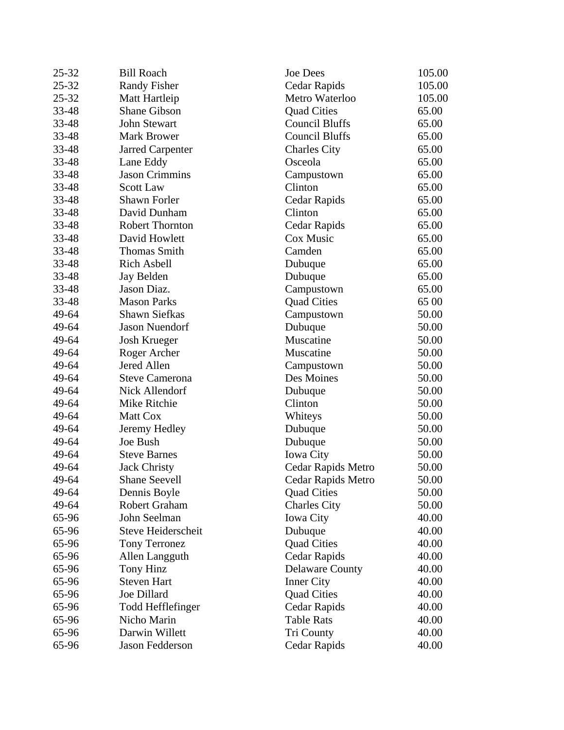| | | | |
|---|---|---|---|
| 25-32 | Bill Roach | Joe Dees | 105.00 |
| 25-32 | Randy Fisher | Cedar Rapids | 105.00 |
| 25-32 | Matt Hartleip | Metro Waterloo | 105.00 |
| 33-48 | Shane Gibson | Quad Cities | 65.00 |
| 33-48 | John Stewart | Council Bluffs | 65.00 |
| 33-48 | Mark Brower | Council Bluffs | 65.00 |
| 33-48 | Jarred Carpenter | Charles City | 65.00 |
| 33-48 | Lane Eddy | Osceola | 65.00 |
| 33-48 | Jason Crimmins | Campustown | 65.00 |
| 33-48 | Scott Law | Clinton | 65.00 |
| 33-48 | Shawn Forler | Cedar Rapids | 65.00 |
| 33-48 | David Dunham | Clinton | 65.00 |
| 33-48 | Robert Thornton | Cedar Rapids | 65.00 |
| 33-48 | David Howlett | Cox Music | 65.00 |
| 33-48 | Thomas Smith | Camden | 65.00 |
| 33-48 | Rich Asbell | Dubuque | 65.00 |
| 33-48 | Jay Belden | Dubuque | 65.00 |
| 33-48 | Jason Diaz. | Campustown | 65.00 |
| 33-48 | Mason Parks | Quad Cities | 65 00 |
| 49-64 | Shawn Siefkas | Campustown | 50.00 |
| 49-64 | Jason Nuendorf | Dubuque | 50.00 |
| 49-64 | Josh Krueger | Muscatine | 50.00 |
| 49-64 | Roger Archer | Muscatine | 50.00 |
| 49-64 | Jered Allen | Campustown | 50.00 |
| 49-64 | Steve Camerona | Des Moines | 50.00 |
| 49-64 | Nick Allendorf | Dubuque | 50.00 |
| 49-64 | Mike Ritchie | Clinton | 50.00 |
| 49-64 | Matt Cox | Whiteys | 50.00 |
| 49-64 | Jeremy Hedley | Dubuque | 50.00 |
| 49-64 | Joe Bush | Dubuque | 50.00 |
| 49-64 | Steve Barnes | Iowa City | 50.00 |
| 49-64 | Jack Christy | Cedar Rapids Metro | 50.00 |
| 49-64 | Shane Seevell | Cedar Rapids Metro | 50.00 |
| 49-64 | Dennis Boyle | Quad Cities | 50.00 |
| 49-64 | Robert Graham | Charles City | 50.00 |
| 65-96 | John Seelman | Iowa City | 40.00 |
| 65-96 | Steve Heiderscheit | Dubuque | 40.00 |
| 65-96 | Tony Terronez | Quad Cities | 40.00 |
| 65-96 | Allen Langguth | Cedar Rapids | 40.00 |
| 65-96 | Tony Hinz | Delaware County | 40.00 |
| 65-96 | Steven Hart | Inner City | 40.00 |
| 65-96 | Joe Dillard | Quad Cities | 40.00 |
| 65-96 | Todd Hefflefinger | Cedar Rapids | 40.00 |
| 65-96 | Nicho Marin | Table Rats | 40.00 |
| 65-96 | Darwin Willett | Tri County | 40.00 |
| 65-96 | Jason Fedderson | Cedar Rapids | 40.00 |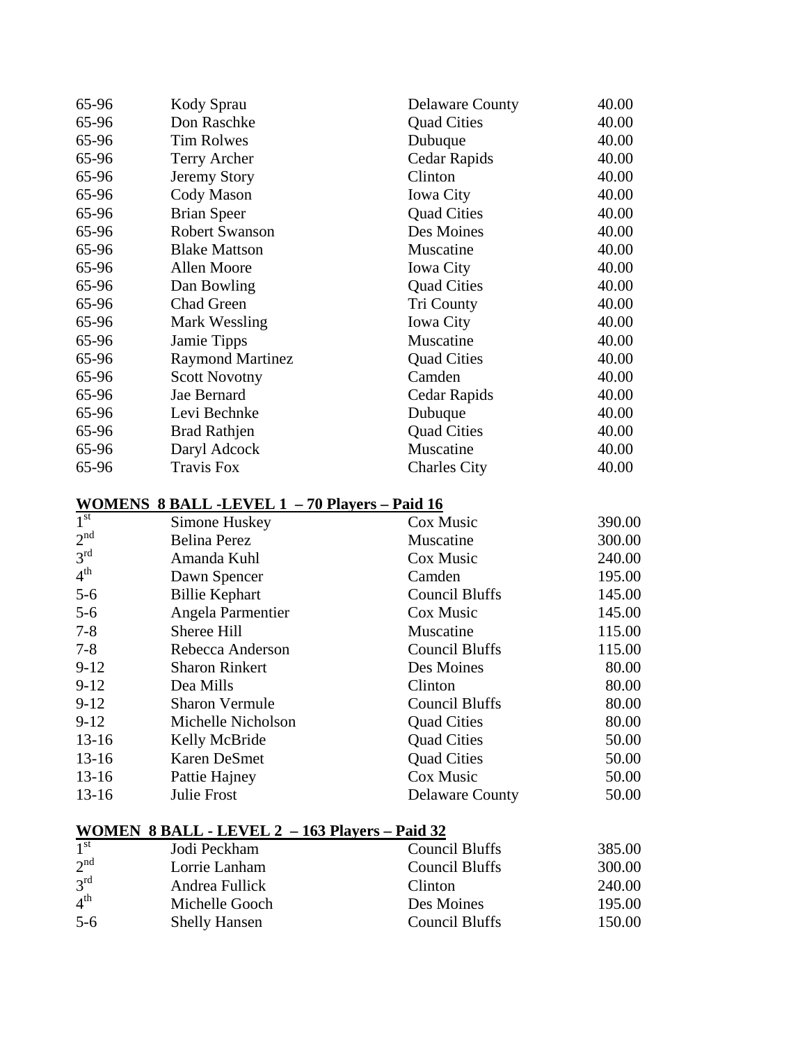| | | | |
|---|---|---|---|
| 65-96 | Kody Sprau | Delaware County | 40.00 |
| 65-96 | Don Raschke | Quad Cities | 40.00 |
| 65-96 | Tim Rolwes | Dubuque | 40.00 |
| 65-96 | Terry Archer | Cedar Rapids | 40.00 |
| 65-96 | Jeremy Story | Clinton | 40.00 |
| 65-96 | Cody Mason | Iowa City | 40.00 |
| 65-96 | Brian Speer | Quad Cities | 40.00 |
| 65-96 | Robert Swanson | Des Moines | 40.00 |
| 65-96 | Blake Mattson | Muscatine | 40.00 |
| 65-96 | Allen Moore | Iowa City | 40.00 |
| 65-96 | Dan Bowling | Quad Cities | 40.00 |
| 65-96 | Chad Green | Tri County | 40.00 |
| 65-96 | Mark Wessling | Iowa City | 40.00 |
| 65-96 | Jamie Tipps | Muscatine | 40.00 |
| 65-96 | Raymond Martinez | Quad Cities | 40.00 |
| 65-96 | Scott Novotny | Camden | 40.00 |
| 65-96 | Jae Bernard | Cedar Rapids | 40.00 |
| 65-96 | Levi Bechnke | Dubuque | 40.00 |
| 65-96 | Brad Rathjen | Quad Cities | 40.00 |
| 65-96 | Daryl Adcock | Muscatine | 40.00 |
| 65-96 | Travis Fox | Charles City | 40.00 |

**WOMENS 8 BALL -LEVEL 1 – 70 Players – Paid 16**

| | | | |
|---|---|---|---|
| 1st | Simone Huskey | Cox Music | 390.00 |
| 2nd | Belina Perez | Muscatine | 300.00 |
| 3rd | Amanda Kuhl | Cox Music | 240.00 |
| 4th | Dawn Spencer | Camden | 195.00 |
| 5-6 | Billie Kephart | Council Bluffs | 145.00 |
| 5-6 | Angela Parmentier | Cox Music | 145.00 |
| 7-8 | Sheree Hill | Muscatine | 115.00 |
| 7-8 | Rebecca Anderson | Council Bluffs | 115.00 |
| 9-12 | Sharon Rinkert | Des Moines | 80.00 |
| 9-12 | Dea Mills | Clinton | 80.00 |
| 9-12 | Sharon Vermule | Council Bluffs | 80.00 |
| 9-12 | Michelle Nicholson | Quad Cities | 80.00 |
| 13-16 | Kelly McBride | Quad Cities | 50.00 |
| 13-16 | Karen DeSmet | Quad Cities | 50.00 |
| 13-16 | Pattie Hajney | Cox Music | 50.00 |
| 13-16 | Julie Frost | Delaware County | 50.00 |

**WOMEN 8 BALL - LEVEL 2 – 163 Players – Paid 32**

| | | | |
|---|---|---|---|
| 1st | Jodi Peckham | Council Bluffs | 385.00 |
| 2nd | Lorrie Lanham | Council Bluffs | 300.00 |
| 3rd | Andrea Fullick | Clinton | 240.00 |
| 4th | Michelle Gooch | Des Moines | 195.00 |
| 5-6 | Shelly Hansen | Council Bluffs | 150.00 |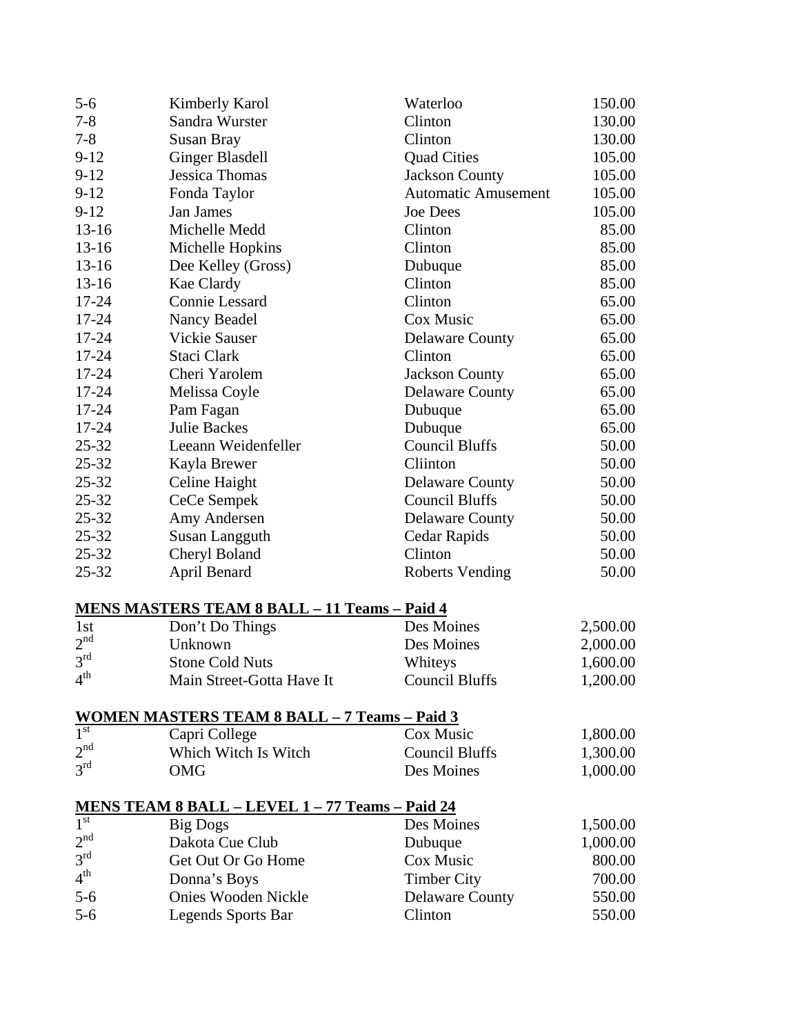| | | | |
|---|---|---|---|
| 5-6 | Kimberly Karol | Waterloo | 150.00 |
| 7-8 | Sandra Wurster | Clinton | 130.00 |
| 7-8 | Susan Bray | Clinton | 130.00 |
| 9-12 | Ginger Blasdell | Quad Cities | 105.00 |
| 9-12 | Jessica Thomas | Jackson County | 105.00 |
| 9-12 | Fonda Taylor | Automatic Amusement | 105.00 |
| 9-12 | Jan James | Joe Dees | 105.00 |
| 13-16 | Michelle Medd | Clinton | 85.00 |
| 13-16 | Michelle Hopkins | Clinton | 85.00 |
| 13-16 | Dee Kelley (Gross) | Dubuque | 85.00 |
| 13-16 | Kae Clardy | Clinton | 85.00 |
| 17-24 | Connie Lessard | Clinton | 65.00 |
| 17-24 | Nancy Beadel | Cox Music | 65.00 |
| 17-24 | Vickie Sauser | Delaware County | 65.00 |
| 17-24 | Staci Clark | Clinton | 65.00 |
| 17-24 | Cheri Yarolem | Jackson County | 65.00 |
| 17-24 | Melissa Coyle | Delaware County | 65.00 |
| 17-24 | Pam Fagan | Dubuque | 65.00 |
| 17-24 | Julie Backes | Dubuque | 65.00 |
| 25-32 | Leeann Weidenfeller | Council Bluffs | 50.00 |
| 25-32 | Kayla Brewer | Cliinton | 50.00 |
| 25-32 | Celine Haight | Delaware County | 50.00 |
| 25-32 | CeCe Sempek | Council Bluffs | 50.00 |
| 25-32 | Amy Andersen | Delaware County | 50.00 |
| 25-32 | Susan Langguth | Cedar Rapids | 50.00 |
| 25-32 | Cheryl Boland | Clinton | 50.00 |
| 25-32 | April Benard | Roberts Vending | 50.00 |

**MENS MASTERS TEAM 8 BALL – 11 Teams – Paid 4**

| | | | |
|---|---|---|---|
| 1st | Don't Do Things | Des Moines | 2,500.00 |
| 2nd | Unknown | Des Moines | 2,000.00 |
| 3rd | Stone Cold Nuts | Whiteys | 1,600.00 |
| 4th | Main Street-Gotta Have It | Council Bluffs | 1,200.00 |

**WOMEN MASTERS TEAM 8 BALL – 7 Teams – Paid 3**

| | | | |
|---|---|---|---|
| 1st | Capri College | Cox Music | 1,800.00 |
| 2nd | Which Witch Is Witch | Council Bluffs | 1,300.00 |
| 3rd | OMG | Des Moines | 1,000.00 |

**MENS TEAM 8 BALL – LEVEL 1 – 77 Teams – Paid 24**

| | | | |
|---|---|---|---|
| 1st | Big Dogs | Des Moines | 1,500.00 |
| 2nd | Dakota Cue Club | Dubuque | 1,000.00 |
| 3rd | Get Out Or Go Home | Cox Music | 800.00 |
| 4th | Donna's Boys | Timber City | 700.00 |
| 5-6 | Onies Wooden Nickle | Delaware County | 550.00 |
| 5-6 | Legends Sports Bar | Clinton | 550.00 |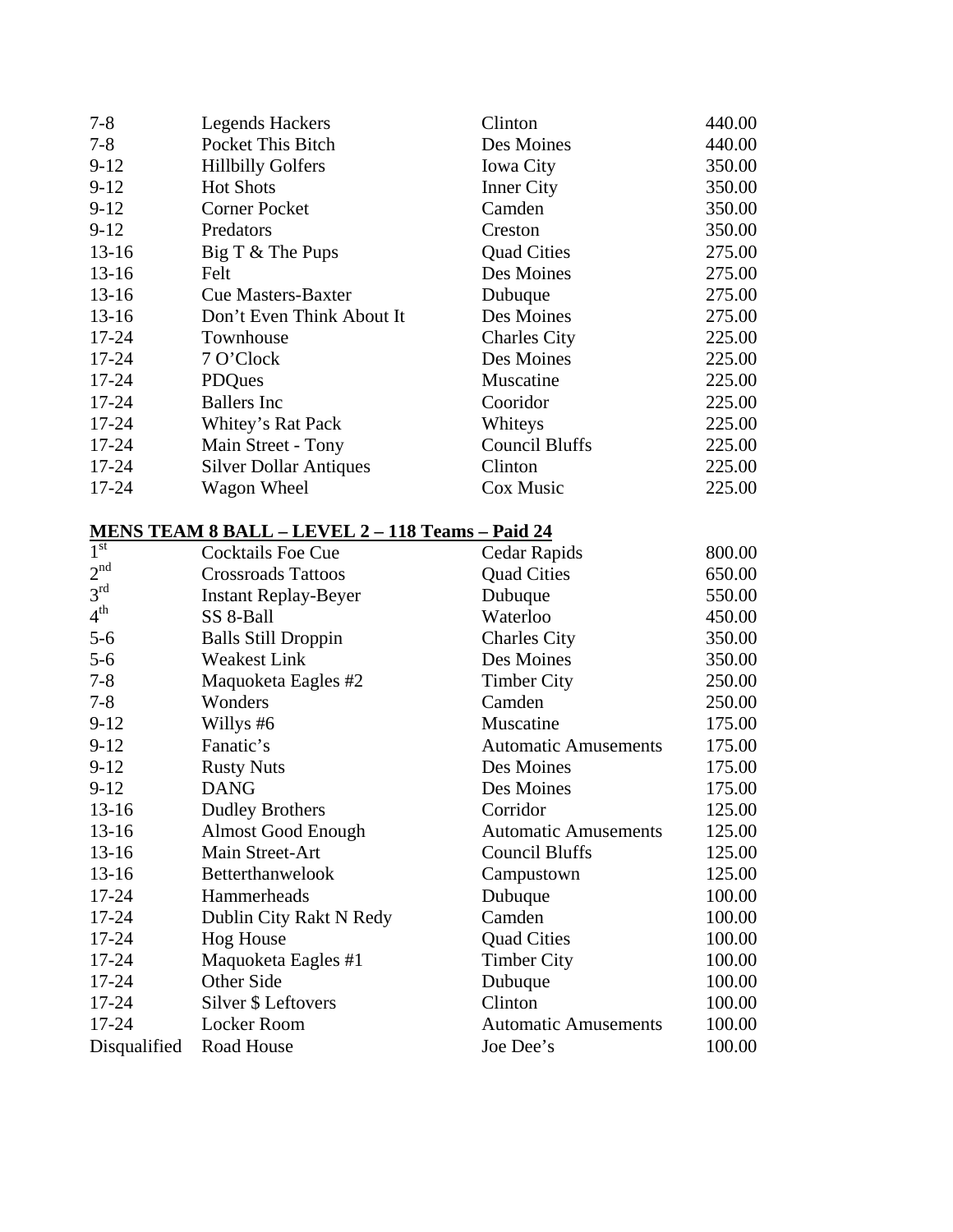| | | | |
|---|---|---|---|
| 7-8 | Legends Hackers | Clinton | 440.00 |
| 7-8 | Pocket This Bitch | Des Moines | 440.00 |
| 9-12 | Hillbilly Golfers | Iowa City | 350.00 |
| 9-12 | Hot Shots | Inner City | 350.00 |
| 9-12 | Corner Pocket | Camden | 350.00 |
| 9-12 | Predators | Creston | 350.00 |
| 13-16 | Big T & The Pups | Quad Cities | 275.00 |
| 13-16 | Felt | Des Moines | 275.00 |
| 13-16 | Cue Masters-Baxter | Dubuque | 275.00 |
| 13-16 | Don't Even Think About It | Des Moines | 275.00 |
| 17-24 | Townhouse | Charles City | 225.00 |
| 17-24 | 7 O'Clock | Des Moines | 225.00 |
| 17-24 | PDQues | Muscatine | 225.00 |
| 17-24 | Ballers Inc | Cooridor | 225.00 |
| 17-24 | Whitey's Rat Pack | Whiteys | 225.00 |
| 17-24 | Main Street - Tony | Council Bluffs | 225.00 |
| 17-24 | Silver Dollar Antiques | Clinton | 225.00 |
| 17-24 | Wagon Wheel | Cox Music | 225.00 |

**MENS TEAM 8 BALL – LEVEL 2 – 118 Teams – Paid 24**

| | | | |
|---|---|---|---|
| 1st | Cocktails Foe Cue | Cedar Rapids | 800.00 |
| 2nd | Crossroads Tattoos | Quad Cities | 650.00 |
| 3rd | Instant Replay-Beyer | Dubuque | 550.00 |
| 4th | SS 8-Ball | Waterloo | 450.00 |
| 5-6 | Balls Still Droppin | Charles City | 350.00 |
| 5-6 | Weakest Link | Des Moines | 350.00 |
| 7-8 | Maquoketa Eagles #2 | Timber City | 250.00 |
| 7-8 | Wonders | Camden | 250.00 |
| 9-12 | Willys #6 | Muscatine | 175.00 |
| 9-12 | Fanatic's | Automatic Amusements | 175.00 |
| 9-12 | Rusty Nuts | Des Moines | 175.00 |
| 9-12 | DANG | Des Moines | 175.00 |
| 13-16 | Dudley Brothers | Corridor | 125.00 |
| 13-16 | Almost Good Enough | Automatic Amusements | 125.00 |
| 13-16 | Main Street-Art | Council Bluffs | 125.00 |
| 13-16 | Betterthanwelook | Campustown | 125.00 |
| 17-24 | Hammerheads | Dubuque | 100.00 |
| 17-24 | Dublin City Rakt N Redy | Camden | 100.00 |
| 17-24 | Hog House | Quad Cities | 100.00 |
| 17-24 | Maquoketa Eagles #1 | Timber City | 100.00 |
| 17-24 | Other Side | Dubuque | 100.00 |
| 17-24 | Silver $ Leftovers | Clinton | 100.00 |
| 17-24 | Locker Room | Automatic Amusements | 100.00 |
| Disqualified | Road House | Joe Dee's | 100.00 |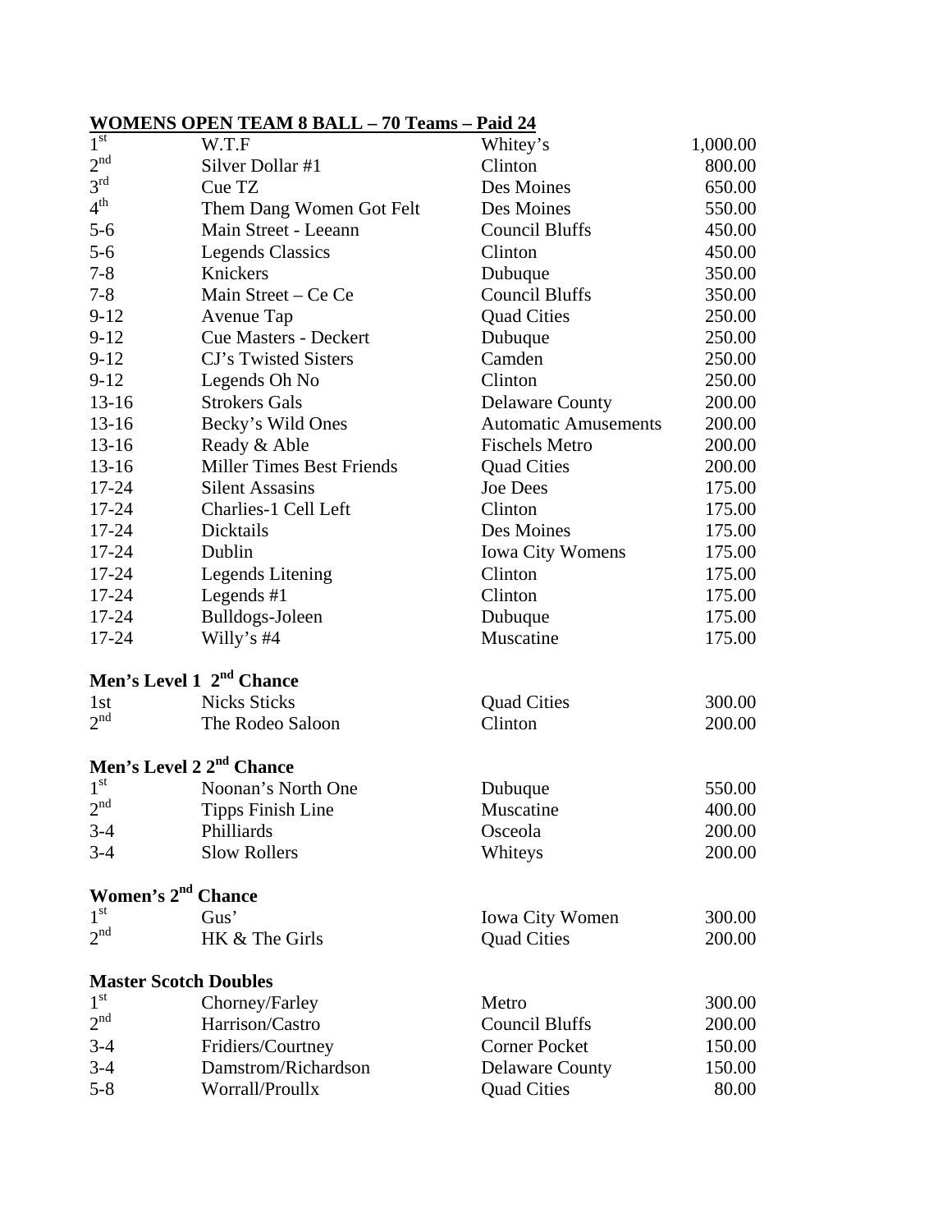## WOMENS OPEN TEAM 8 BALL – 70 Teams – Paid 24

| | | | |
|---|---|---|---|
| 1st | W.T.F | Whitey's | 1,000.00 |
| 2nd | Silver Dollar #1 | Clinton | 800.00 |
| 3rd | Cue TZ | Des Moines | 650.00 |
| 4th | Them Dang Women Got Felt | Des Moines | 550.00 |
| 5-6 | Main Street - Leeann | Council Bluffs | 450.00 |
| 5-6 | Legends Classics | Clinton | 450.00 |
| 7-8 | Knickers | Dubuque | 350.00 |
| 7-8 | Main Street – Ce Ce | Council Bluffs | 350.00 |
| 9-12 | Avenue Tap | Quad Cities | 250.00 |
| 9-12 | Cue Masters - Deckert | Dubuque | 250.00 |
| 9-12 | CJ's Twisted Sisters | Camden | 250.00 |
| 9-12 | Legends Oh No | Clinton | 250.00 |
| 13-16 | Strokers Gals | Delaware County | 200.00 |
| 13-16 | Becky's Wild Ones | Automatic Amusements | 200.00 |
| 13-16 | Ready & Able | Fischels Metro | 200.00 |
| 13-16 | Miller Times Best Friends | Quad Cities | 200.00 |
| 17-24 | Silent Assasins | Joe Dees | 175.00 |
| 17-24 | Charlies-1 Cell Left | Clinton | 175.00 |
| 17-24 | Dicktails | Des Moines | 175.00 |
| 17-24 | Dublin | Iowa City Womens | 175.00 |
| 17-24 | Legends Litening | Clinton | 175.00 |
| 17-24 | Legends #1 | Clinton | 175.00 |
| 17-24 | Bulldogs-Joleen | Dubuque | 175.00 |
| 17-24 | Willy's #4 | Muscatine | 175.00 |

**Men's Level 1 2nd Chance**

| | | | |
|---|---|---|---|
| 1st | Nicks Sticks | Quad Cities | 300.00 |
| 2nd | The Rodeo Saloon | Clinton | 200.00 |

**Men's Level 2 2nd Chance**

| | | | |
|---|---|---|---|
| 1st | Noonan's North One | Dubuque | 550.00 |
| 2nd | Tipps Finish Line | Muscatine | 400.00 |
| 3-4 | Philliards | Osceola | 200.00 |
| 3-4 | Slow Rollers | Whiteys | 200.00 |

**Women's 2nd Chance**

| | | | |
|---|---|---|---|
| 1st | Gus' | Iowa City Women | 300.00 |
| 2nd | HK & The Girls | Quad Cities | 200.00 |

**Master Scotch Doubles**

| | | | |
|---|---|---|---|
| 1st | Chorney/Farley | Metro | 300.00 |
| 2nd | Harrison/Castro | Council Bluffs | 200.00 |
| 3-4 | Fridiers/Courtney | Corner Pocket | 150.00 |
| 3-4 | Damstrom/Richardson | Delaware County | 150.00 |
| 5-8 | Worrall/Proullx | Quad Cities | 80.00 |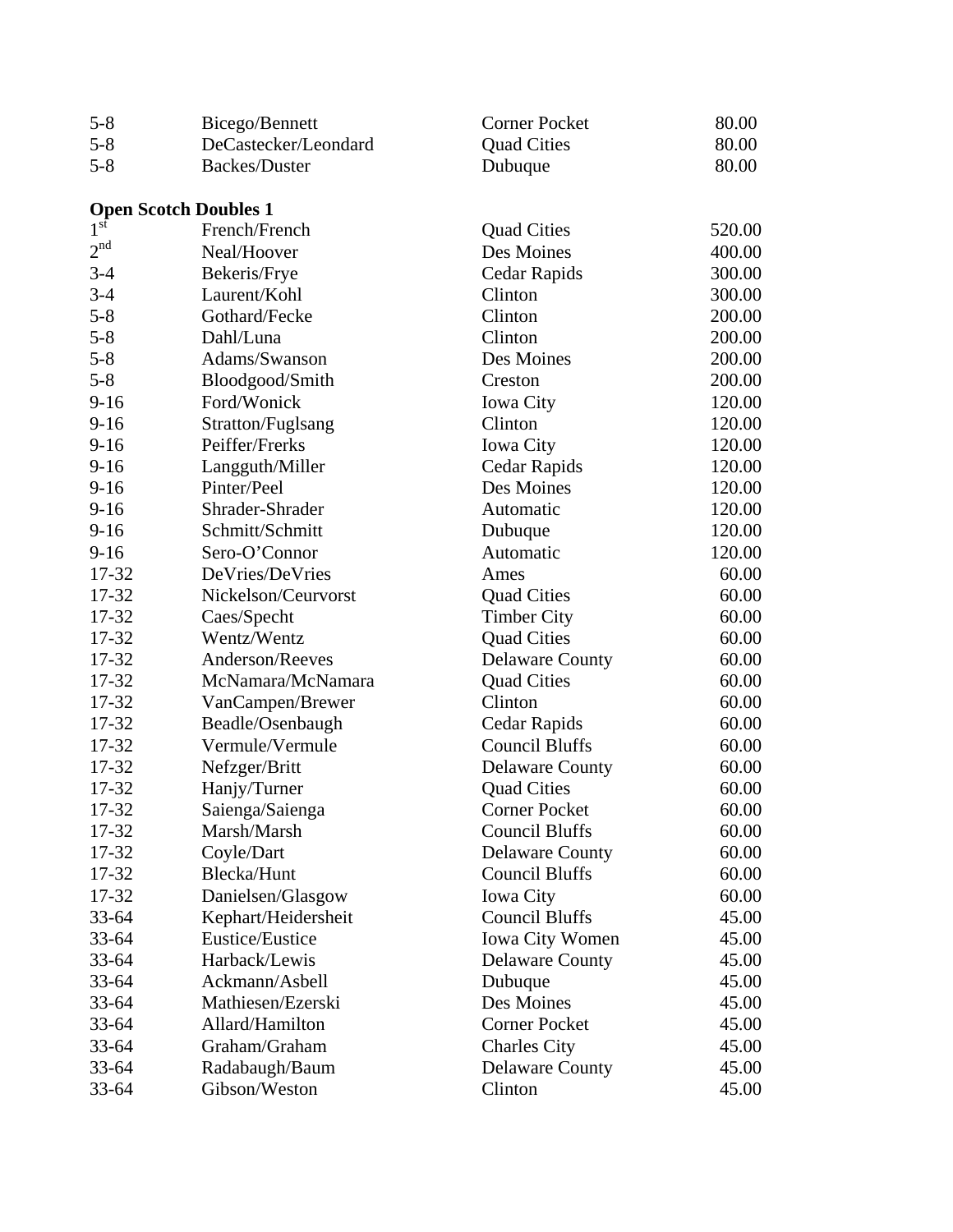| | | | |
|---|---|---|---|
| 5-8 | Bicego/Bennett | Corner Pocket | 80.00 |
| 5-8 | DeCastecker/Leondard | Quad Cities | 80.00 |
| 5-8 | Backes/Duster | Dubuque | 80.00 |

**Open Scotch Doubles 1**

| | | | |
|---|---|---|---|
| 1st | French/French | Quad Cities | 520.00 |
| 2nd | Neal/Hoover | Des Moines | 400.00 |
| 3-4 | Bekeris/Frye | Cedar Rapids | 300.00 |
| 3-4 | Laurent/Kohl | Clinton | 300.00 |
| 5-8 | Gothard/Fecke | Clinton | 200.00 |
| 5-8 | Dahl/Luna | Clinton | 200.00 |
| 5-8 | Adams/Swanson | Des Moines | 200.00 |
| 5-8 | Bloodgood/Smith | Creston | 200.00 |
| 9-16 | Ford/Wonick | Iowa City | 120.00 |
| 9-16 | Stratton/Fuglsang | Clinton | 120.00 |
| 9-16 | Peiffer/Frerks | Iowa City | 120.00 |
| 9-16 | Langguth/Miller | Cedar Rapids | 120.00 |
| 9-16 | Pinter/Peel | Des Moines | 120.00 |
| 9-16 | Shrader-Shrader | Automatic | 120.00 |
| 9-16 | Schmitt/Schmitt | Dubuque | 120.00 |
| 9-16 | Sero-O'Connor | Automatic | 120.00 |
| 17-32 | DeVries/DeVries | Ames | 60.00 |
| 17-32 | Nickelson/Ceurvorst | Quad Cities | 60.00 |
| 17-32 | Caes/Specht | Timber City | 60.00 |
| 17-32 | Wentz/Wentz | Quad Cities | 60.00 |
| 17-32 | Anderson/Reeves | Delaware County | 60.00 |
| 17-32 | McNamara/McNamara | Quad Cities | 60.00 |
| 17-32 | VanCampen/Brewer | Clinton | 60.00 |
| 17-32 | Beadle/Osenbaugh | Cedar Rapids | 60.00 |
| 17-32 | Vermule/Vermule | Council Bluffs | 60.00 |
| 17-32 | Nefzger/Britt | Delaware County | 60.00 |
| 17-32 | Hanjy/Turner | Quad Cities | 60.00 |
| 17-32 | Saienga/Saienga | Corner Pocket | 60.00 |
| 17-32 | Marsh/Marsh | Council Bluffs | 60.00 |
| 17-32 | Coyle/Dart | Delaware County | 60.00 |
| 17-32 | Blecka/Hunt | Council Bluffs | 60.00 |
| 17-32 | Danielsen/Glasgow | Iowa City | 60.00 |
| 33-64 | Kephart/Heidersheit | Council Bluffs | 45.00 |
| 33-64 | Eustice/Eustice | Iowa City Women | 45.00 |
| 33-64 | Harback/Lewis | Delaware County | 45.00 |
| 33-64 | Ackmann/Asbell | Dubuque | 45.00 |
| 33-64 | Mathiesen/Ezerski | Des Moines | 45.00 |
| 33-64 | Allard/Hamilton | Corner Pocket | 45.00 |
| 33-64 | Graham/Graham | Charles City | 45.00 |
| 33-64 | Radabaugh/Baum | Delaware County | 45.00 |
| 33-64 | Gibson/Weston | Clinton | 45.00 |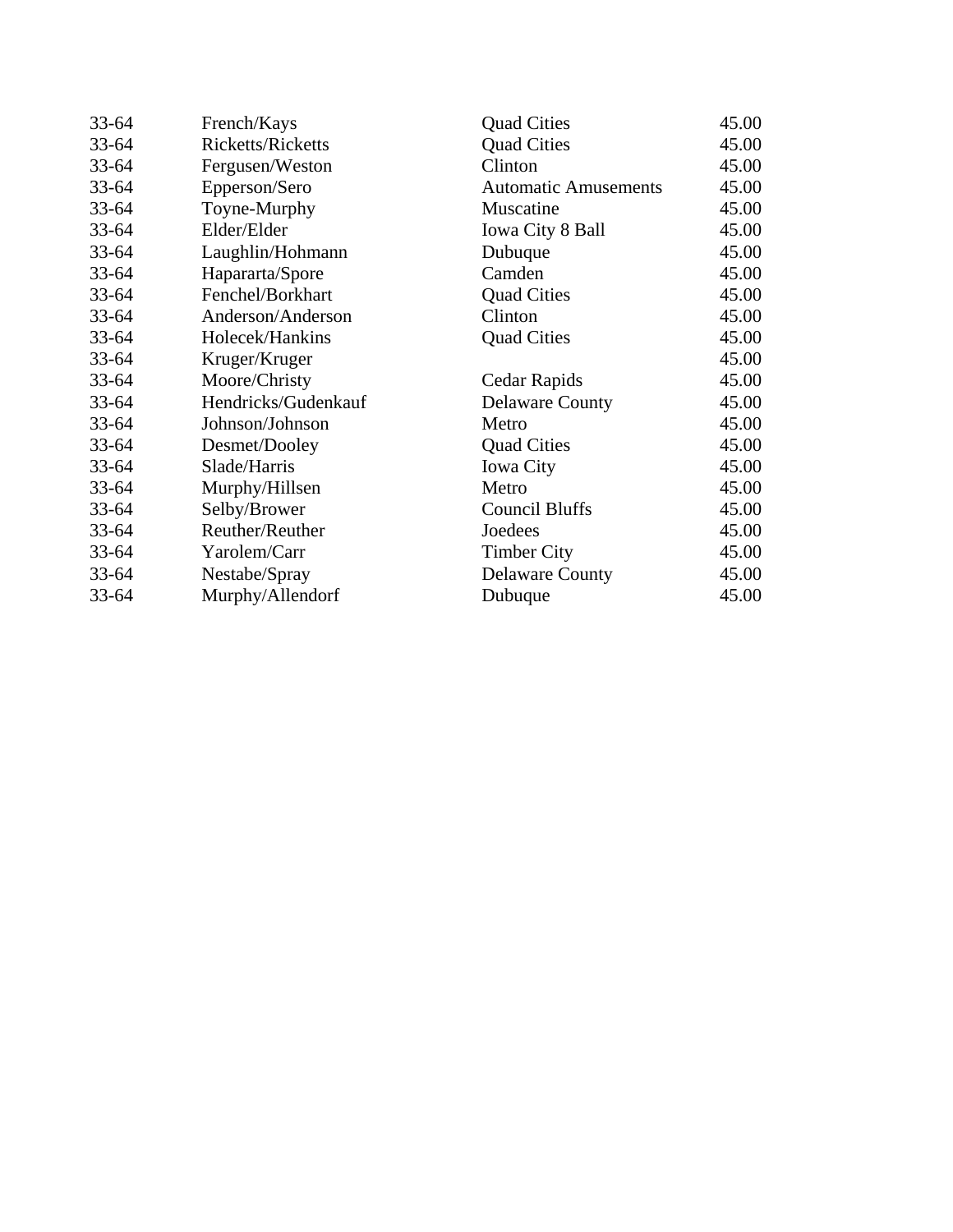| | | | |
|---|---|---|---|
| 33-64 | French/Kays | Quad Cities | 45.00 |
| 33-64 | Ricketts/Ricketts | Quad Cities | 45.00 |
| 33-64 | Fergusen/Weston | Clinton | 45.00 |
| 33-64 | Epperson/Sero | Automatic Amusements | 45.00 |
| 33-64 | Toyne-Murphy | Muscatine | 45.00 |
| 33-64 | Elder/Elder | Iowa City 8 Ball | 45.00 |
| 33-64 | Laughlin/Hohmann | Dubuque | 45.00 |
| 33-64 | Hapararta/Spore | Camden | 45.00 |
| 33-64 | Fenchel/Borkhart | Quad Cities | 45.00 |
| 33-64 | Anderson/Anderson | Clinton | 45.00 |
| 33-64 | Holecek/Hankins | Quad Cities | 45.00 |
| 33-64 | Kruger/Kruger | | 45.00 |
| 33-64 | Moore/Christy | Cedar Rapids | 45.00 |
| 33-64 | Hendricks/Gudenkauf | Delaware County | 45.00 |
| 33-64 | Johnson/Johnson | Metro | 45.00 |
| 33-64 | Desmet/Dooley | Quad Cities | 45.00 |
| 33-64 | Slade/Harris | Iowa City | 45.00 |
| 33-64 | Murphy/Hillsen | Metro | 45.00 |
| 33-64 | Selby/Brower | Council Bluffs | 45.00 |
| 33-64 | Reuther/Reuther | Joedees | 45.00 |
| 33-64 | Yarolem/Carr | Timber City | 45.00 |
| 33-64 | Nestabe/Spray | Delaware County | 45.00 |
| 33-64 | Murphy/Allendorf | Dubuque | 45.00 |